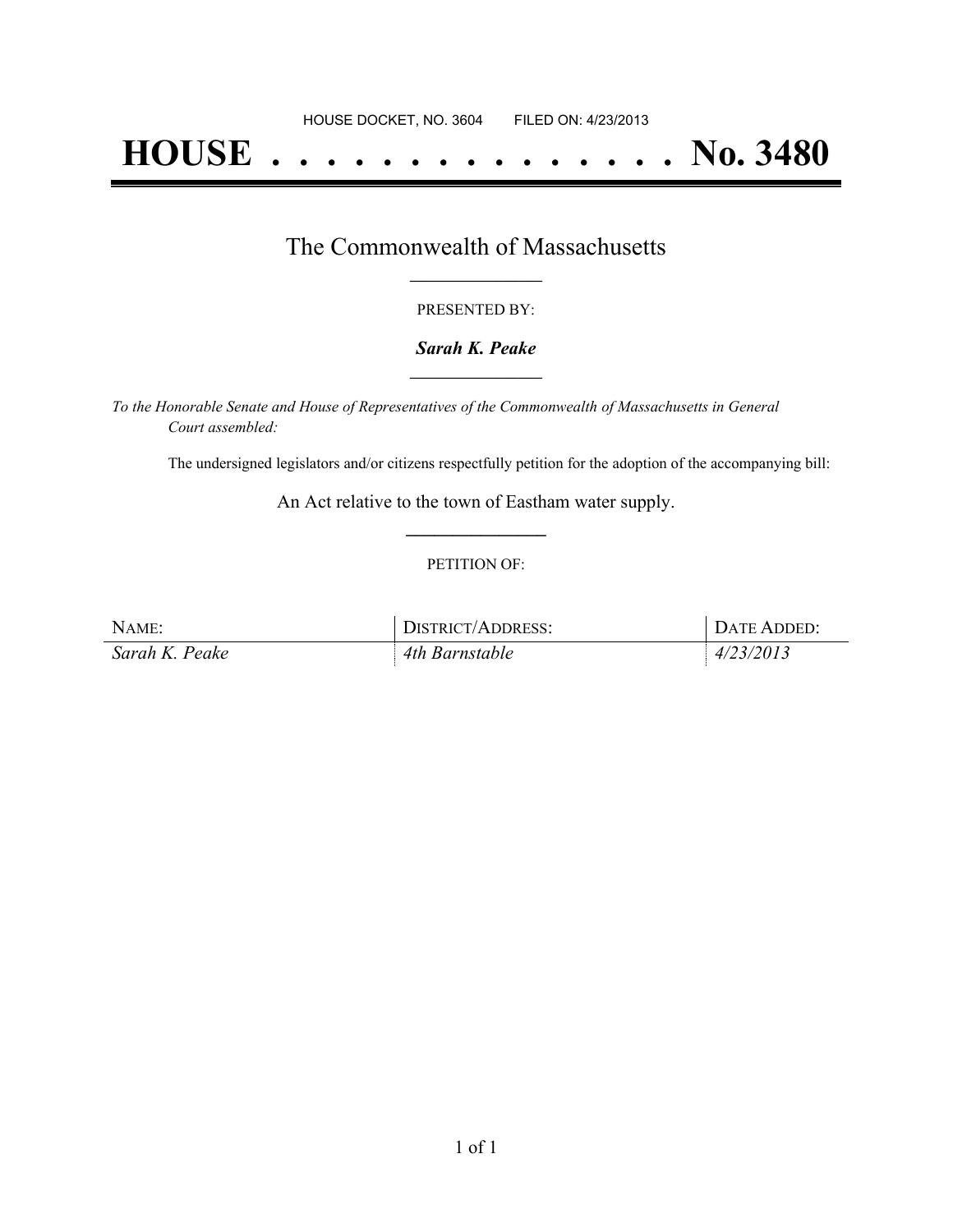HOUSE DOCKET, NO. 3604 FILED ON: 4/23/2013

# HOUSE . . . . . . . . . . . . . . . No. 3480

## The Commonwealth of Massachusetts

PRESENTED BY:

***Sarah K. Peake***

*To the Honorable Senate and House of Representatives of the Commonwealth of Massachusetts in General Court assembled:*

The undersigned legislators and/or citizens respectfully petition for the adoption of the accompanying bill:

An Act relative to the town of Eastham water supply.

PETITION OF:

| NAME: | DISTRICT/ADDRESS: | DATE ADDED: |
| --- | --- | --- |
| *Sarah K. Peake* | *4th Barnstable* | *4/23/2013* |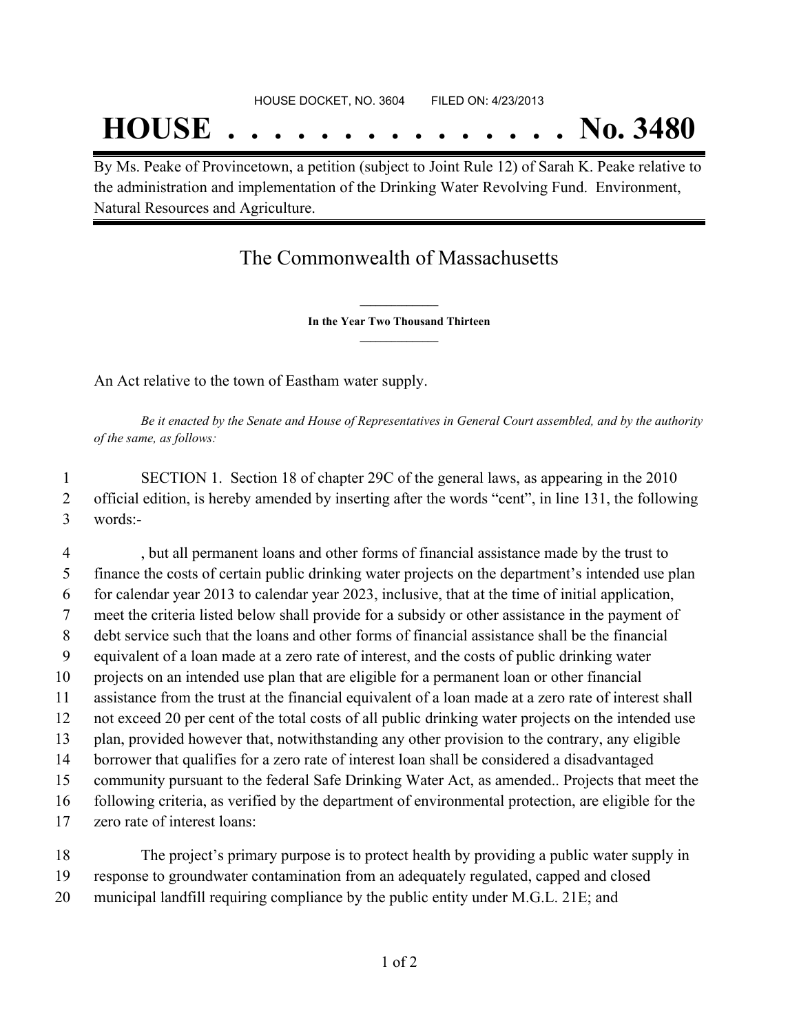HOUSE DOCKET, NO. 3604 FILED ON: 4/23/2013

# HOUSE . . . . . . . . . . . . . . . No. 3480

By Ms. Peake of Provincetown, a petition (subject to Joint Rule 12) of Sarah K. Peake relative to the administration and implementation of the Drinking Water Revolving Fund. Environment, Natural Resources and Agriculture.

## The Commonwealth of Massachusetts

**In the Year Two Thousand Thirteen**

An Act relative to the town of Eastham water supply.

*Be it enacted by the Senate and House of Representatives in General Court assembled, and by the authority of the same, as follows:*

1 SECTION 1. Section 18 of chapter 29C of the general laws, as appearing in the 2010
2 official edition, is hereby amended by inserting after the words "cent", in line 131, the following
3 words:-

4 , but all permanent loans and other forms of financial assistance made by the trust to
5 finance the costs of certain public drinking water projects on the department's intended use plan
6 for calendar year 2013 to calendar year 2023, inclusive, that at the time of initial application,
7 meet the criteria listed below shall provide for a subsidy or other assistance in the payment of
8 debt service such that the loans and other forms of financial assistance shall be the financial
9 equivalent of a loan made at a zero rate of interest, and the costs of public drinking water
10 projects on an intended use plan that are eligible for a permanent loan or other financial
11 assistance from the trust at the financial equivalent of a loan made at a zero rate of interest shall
12 not exceed 20 per cent of the total costs of all public drinking water projects on the intended use
13 plan, provided however that, notwithstanding any other provision to the contrary, any eligible
14 borrower that qualifies for a zero rate of interest loan shall be considered a disadvantaged
15 community pursuant to the federal Safe Drinking Water Act, as amended.. Projects that meet the
16 following criteria, as verified by the department of environmental protection, are eligible for the
17 zero rate of interest loans:

18 The project's primary purpose is to protect health by providing a public water supply in
19 response to groundwater contamination from an adequately regulated, capped and closed
20 municipal landfill requiring compliance by the public entity under M.G.L. 21E; and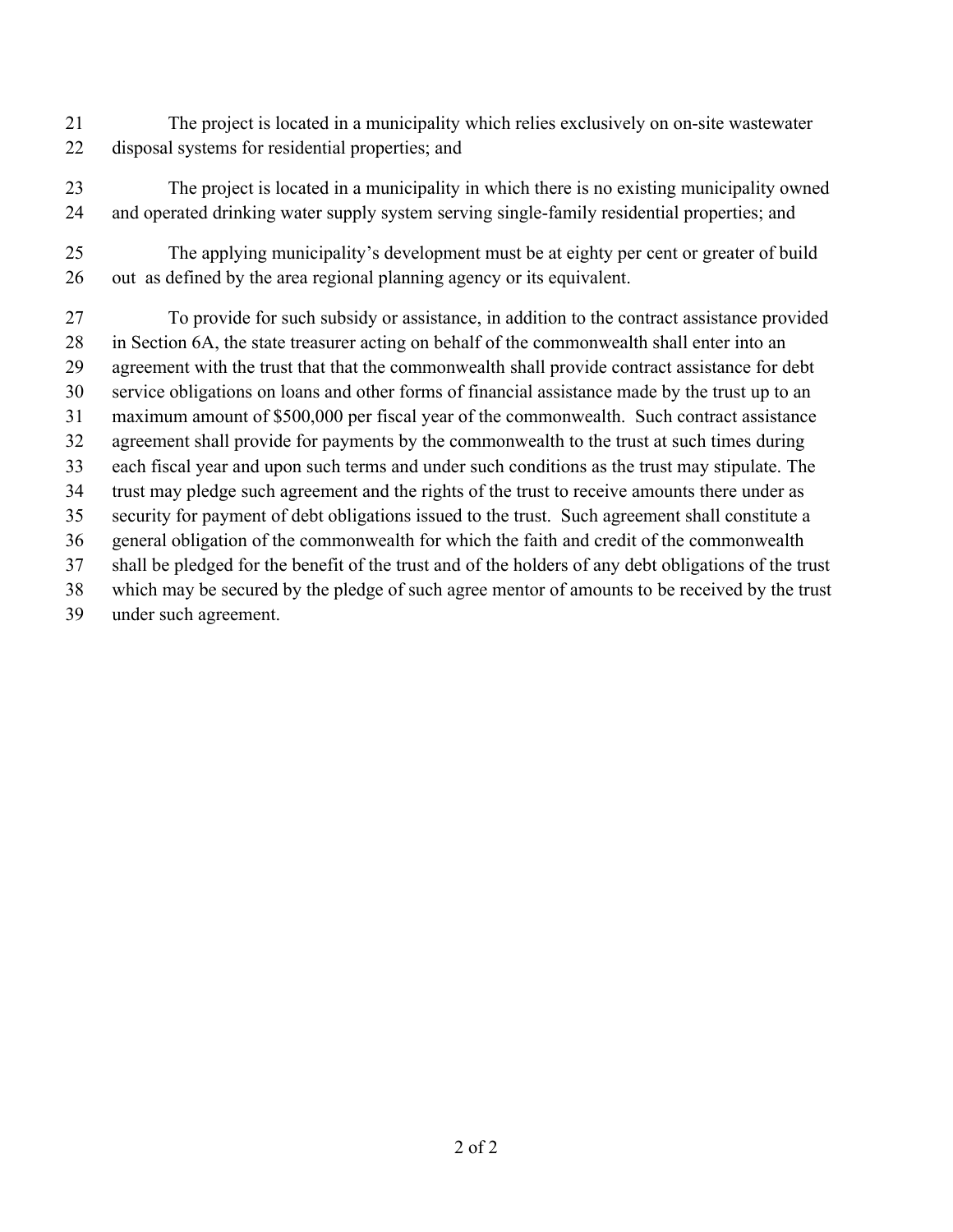The project is located in a municipality which relies exclusively on on-site wastewater disposal systems for residential properties; and

The project is located in a municipality in which there is no existing municipality owned and operated drinking water supply system serving single-family residential properties; and

The applying municipality's development must be at eighty per cent or greater of build out as defined by the area regional planning agency or its equivalent.

To provide for such subsidy or assistance, in addition to the contract assistance provided in Section 6A, the state treasurer acting on behalf of the commonwealth shall enter into an agreement with the trust that that the commonwealth shall provide contract assistance for debt service obligations on loans and other forms of financial assistance made by the trust up to an maximum amount of $500,000 per fiscal year of the commonwealth. Such contract assistance agreement shall provide for payments by the commonwealth to the trust at such times during each fiscal year and upon such terms and under such conditions as the trust may stipulate. The trust may pledge such agreement and the rights of the trust to receive amounts there under as security for payment of debt obligations issued to the trust. Such agreement shall constitute a general obligation of the commonwealth for which the faith and credit of the commonwealth shall be pledged for the benefit of the trust and of the holders of any debt obligations of the trust which may be secured by the pledge of such agree mentor of amounts to be received by the trust under such agreement.